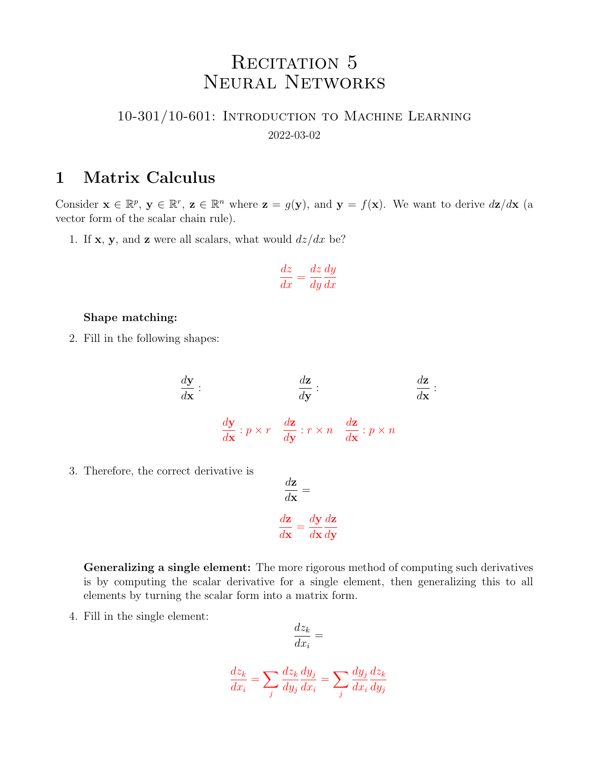# Recitation 5
# Neural Networks

### 10-301/10-601: Introduction to Machine Learning

2022-03-02

## 1 Matrix Calculus

Consider $\mathbf{x} \in \mathbb{R}^p$, $\mathbf{y} \in \mathbb{R}^r$, $\mathbf{z} \in \mathbb{R}^n$ where $\mathbf{z} = g(\mathbf{y})$, and $\mathbf{y} = f(\mathbf{x})$. We want to derive $d\mathbf{z}/d\mathbf{x}$ (a vector form of the scalar chain rule).

1. If $\mathbf{x}$, $\mathbf{y}$, and $\mathbf{z}$ were all scalars, what would $dz/dx$ be?

$$\frac{dz}{dx} = \frac{dz}{dy}\frac{dy}{dx}$$

**Shape matching:**

2. Fill in the following shapes:

$$\frac{d\mathbf{y}}{d\mathbf{x}} : \qquad \frac{d\mathbf{z}}{d\mathbf{y}} : \qquad \frac{d\mathbf{z}}{d\mathbf{x}} :$$

$$\frac{d\mathbf{y}}{d\mathbf{x}} : p \times r \quad \frac{d\mathbf{z}}{d\mathbf{y}} : r \times n \quad \frac{d\mathbf{z}}{d\mathbf{x}} : p \times n$$

3. Therefore, the correct derivative is

$$\frac{d\mathbf{z}}{d\mathbf{x}} =$$

$$\frac{d\mathbf{z}}{d\mathbf{x}} = \frac{d\mathbf{y}}{d\mathbf{x}}\frac{d\mathbf{z}}{d\mathbf{y}}$$

**Generalizing a single element:** The more rigorous method of computing such derivatives is by computing the scalar derivative for a single element, then generalizing this to all elements by turning the scalar form into a matrix form.

4. Fill in the single element:

$$\frac{dz_k}{dx_i} =$$

$$\frac{dz_k}{dx_i} = \sum_j \frac{dz_k}{dy_j}\frac{dy_j}{dx_i} = \sum_j \frac{dy_j}{dx_i}\frac{dz_k}{dy_j}$$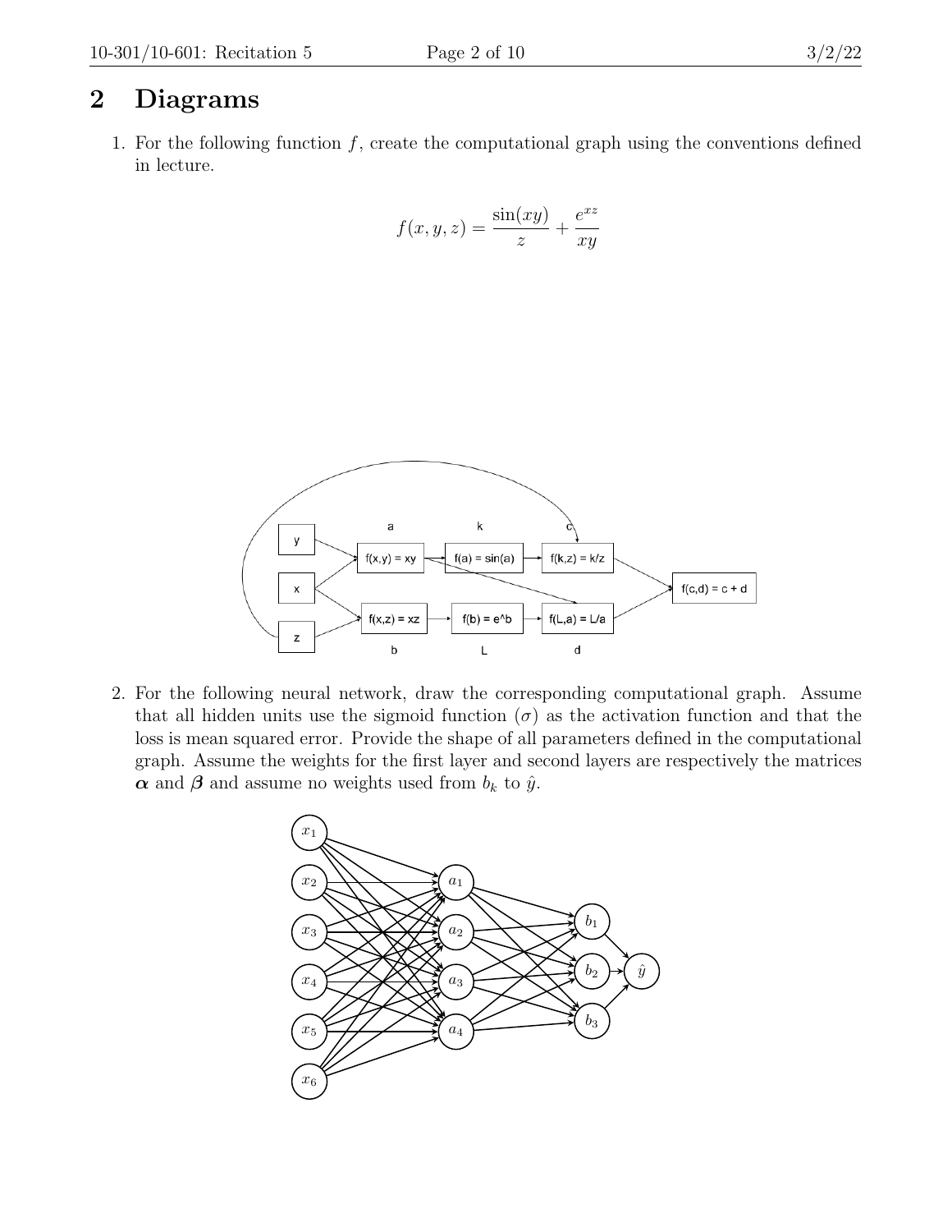## 2 Diagrams

1. For the following function $f$, create the computational graph using the conventions defined in lecture.

$$f(x, y, z) = \frac{\sin(xy)}{z} + \frac{e^{xz}}{xy}$$

2. For the following neural network, draw the corresponding computational graph. Assume that all hidden units use the sigmoid function ($\sigma$) as the activation function and that the loss is mean squared error. Provide the shape of all parameters defined in the computational graph. Assume the weights for the first layer and second layers are respectively the matrices $\boldsymbol{\alpha}$ and $\boldsymbol{\beta}$ and assume no weights used from $b_k$ to $\hat{y}$.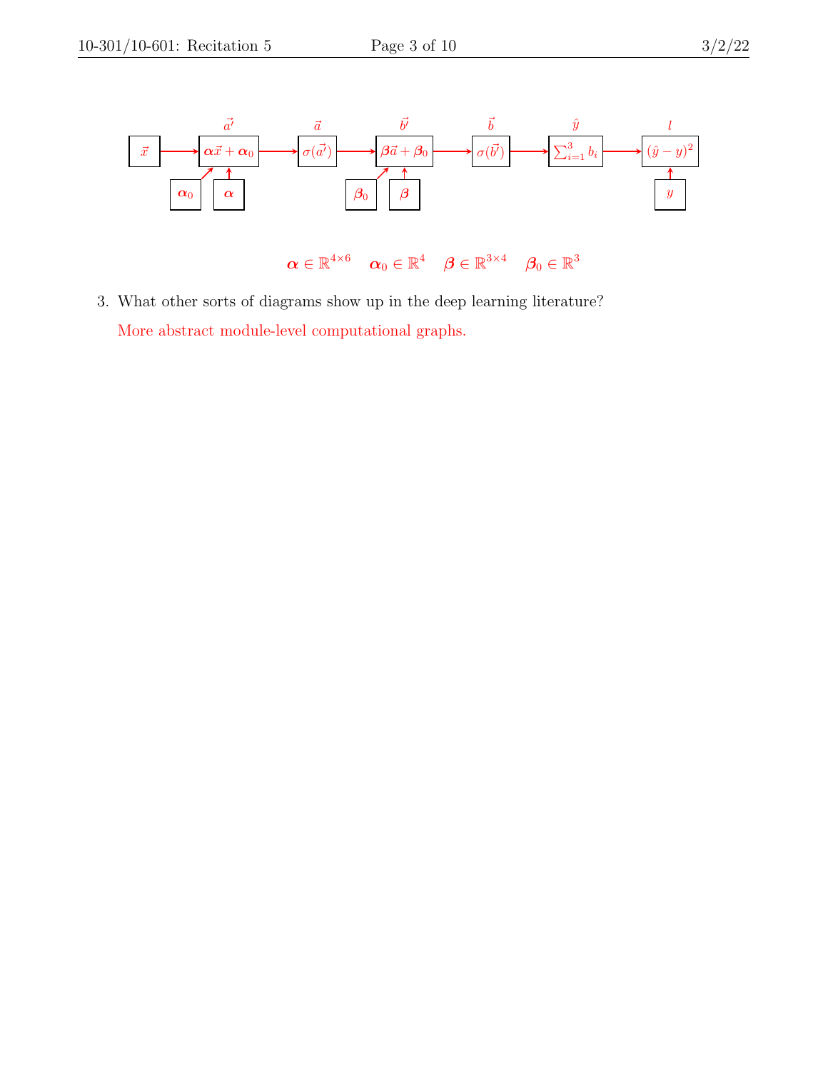$\vec{x}$ → $\boldsymbol{\alpha}\vec{x} + \boldsymbol{\alpha}_0$ ($\vec{a'}$) → $\sigma(\vec{a'})$ ($\vec{a}$) → $\boldsymbol{\beta}\vec{a} + \boldsymbol{\beta}_0$ ($\vec{b'}$) → $\sigma(\vec{b'})$ ($\vec{b}$) → $\sum_{i=1}^{3} b_i$ ($\hat{y}$) → $(\hat{y} - y)^2$ ($l$)

Inputs: $\boldsymbol{\alpha}_0$, $\boldsymbol{\alpha}$ → $\boldsymbol{\alpha}\vec{x} + \boldsymbol{\alpha}_0$; $\boldsymbol{\beta}_0$, $\boldsymbol{\beta}$ → $\boldsymbol{\beta}\vec{a} + \boldsymbol{\beta}_0$; $y$ → $(\hat{y} - y)^2$

$\boldsymbol{\alpha} \in \mathbb{R}^{4\times 6} \quad \boldsymbol{\alpha}_0 \in \mathbb{R}^4 \quad \boldsymbol{\beta} \in \mathbb{R}^{3\times 4} \quad \boldsymbol{\beta}_0 \in \mathbb{R}^3$

3. What other sorts of diagrams show up in the deep learning literature?

   More abstract module-level computational graphs.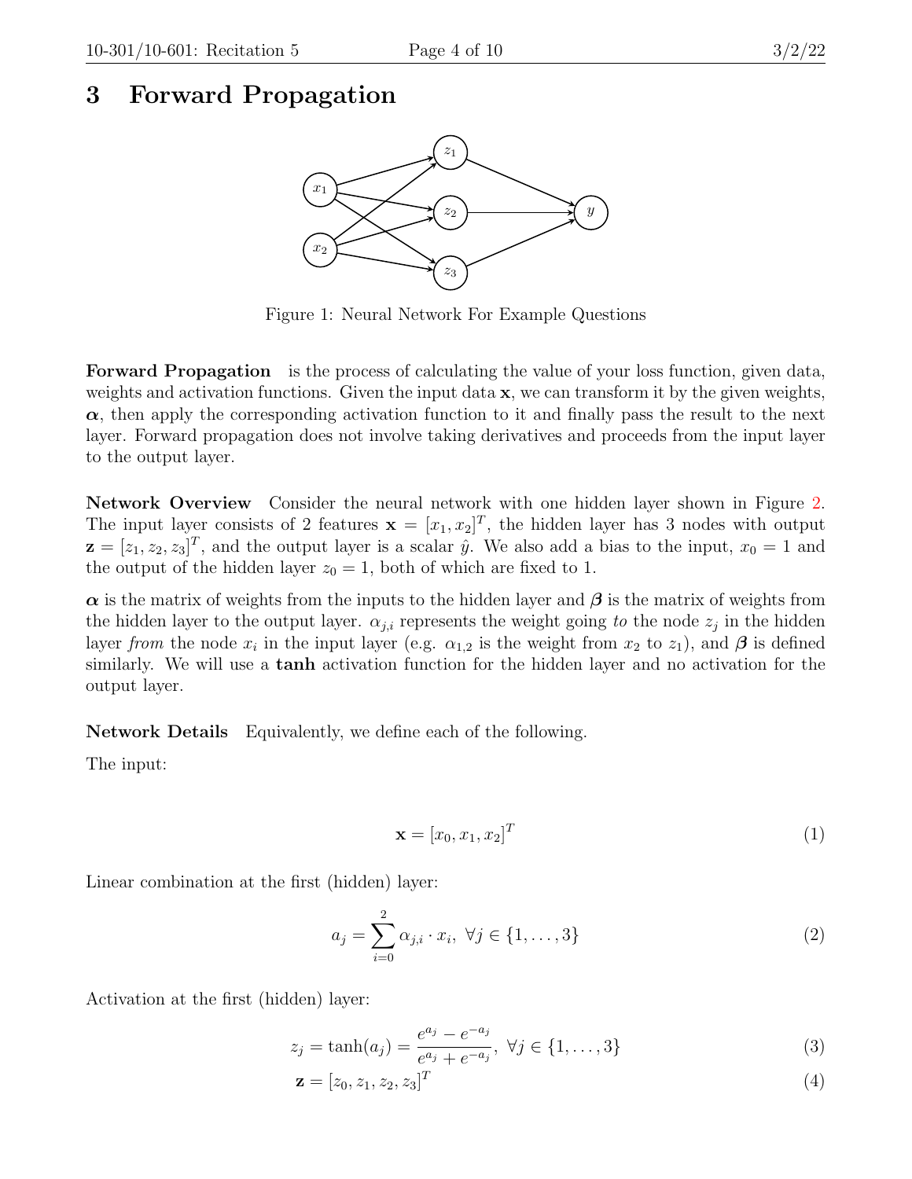# 3 Forward Propagation

Figure 1: Neural Network For Example Questions

**Forward Propagation** is the process of calculating the value of your loss function, given data, weights and activation functions. Given the input data $\mathbf{x}$, we can transform it by the given weights, $\boldsymbol{\alpha}$, then apply the corresponding activation function to it and finally pass the result to the next layer. Forward propagation does not involve taking derivatives and proceeds from the input layer to the output layer.

**Network Overview** Consider the neural network with one hidden layer shown in Figure 2. The input layer consists of 2 features $\mathbf{x} = [x_1, x_2]^T$, the hidden layer has 3 nodes with output $\mathbf{z} = [z_1, z_2, z_3]^T$, and the output layer is a scalar $\hat{y}$. We also add a bias to the input, $x_0 = 1$ and the output of the hidden layer $z_0 = 1$, both of which are fixed to 1.

$\boldsymbol{\alpha}$ is the matrix of weights from the inputs to the hidden layer and $\boldsymbol{\beta}$ is the matrix of weights from the hidden layer to the output layer. $\alpha_{j,i}$ represents the weight going *to* the node $z_j$ in the hidden layer *from* the node $x_i$ in the input layer (e.g. $\alpha_{1,2}$ is the weight from $x_2$ to $z_1$), and $\boldsymbol{\beta}$ is defined similarly. We will use a **tanh** activation function for the hidden layer and no activation for the output layer.

**Network Details** Equivalently, we define each of the following.

The input:

$$\mathbf{x} = [x_0, x_1, x_2]^T \tag{1}$$

Linear combination at the first (hidden) layer:

$$a_j = \sum_{i=0}^{2} \alpha_{j,i} \cdot x_i, \ \forall j \in \{1, \ldots, 3\} \tag{2}$$

Activation at the first (hidden) layer:

$$z_j = \tanh(a_j) = \frac{e^{a_j} - e^{-a_j}}{e^{a_j} + e^{-a_j}}, \ \forall j \in \{1, \ldots, 3\} \tag{3}$$

$$\mathbf{z} = [z_0, z_1, z_2, z_3]^T \tag{4}$$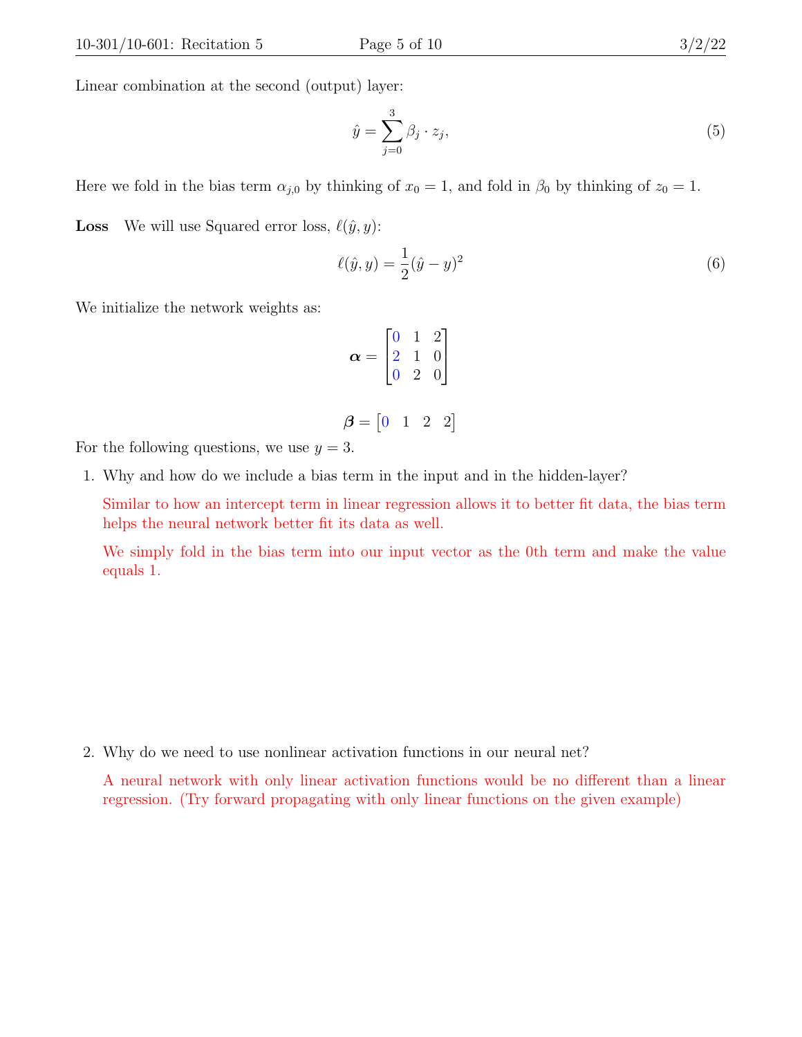Linear combination at the second (output) layer:

$$\hat{y} = \sum_{j=0}^{3} \beta_j \cdot z_j, \tag{5}$$

Here we fold in the bias term $\alpha_{j,0}$ by thinking of $x_0 = 1$, and fold in $\beta_0$ by thinking of $z_0 = 1$.

**Loss** We will use Squared error loss, $\ell(\hat{y}, y)$:

$$\ell(\hat{y}, y) = \frac{1}{2}(\hat{y} - y)^2 \tag{6}$$

We initialize the network weights as:

$$\boldsymbol{\alpha} = \begin{bmatrix} 0 & 1 & 2 \\ 2 & 1 & 0 \\ 0 & 2 & 0 \end{bmatrix}$$

$$\boldsymbol{\beta} = \begin{bmatrix} 0 & 1 & 2 & 2 \end{bmatrix}$$

For the following questions, we use $y = 3$.

1. Why and how do we include a bias term in the input and in the hidden-layer?

   Similar to how an intercept term in linear regression allows it to better fit data, the bias term helps the neural network better fit its data as well.

   We simply fold in the bias term into our input vector as the 0th term and make the value equals 1.

2. Why do we need to use nonlinear activation functions in our neural net?

   A neural network with only linear activation functions would be no different than a linear regression. (Try forward propagating with only linear functions on the given example)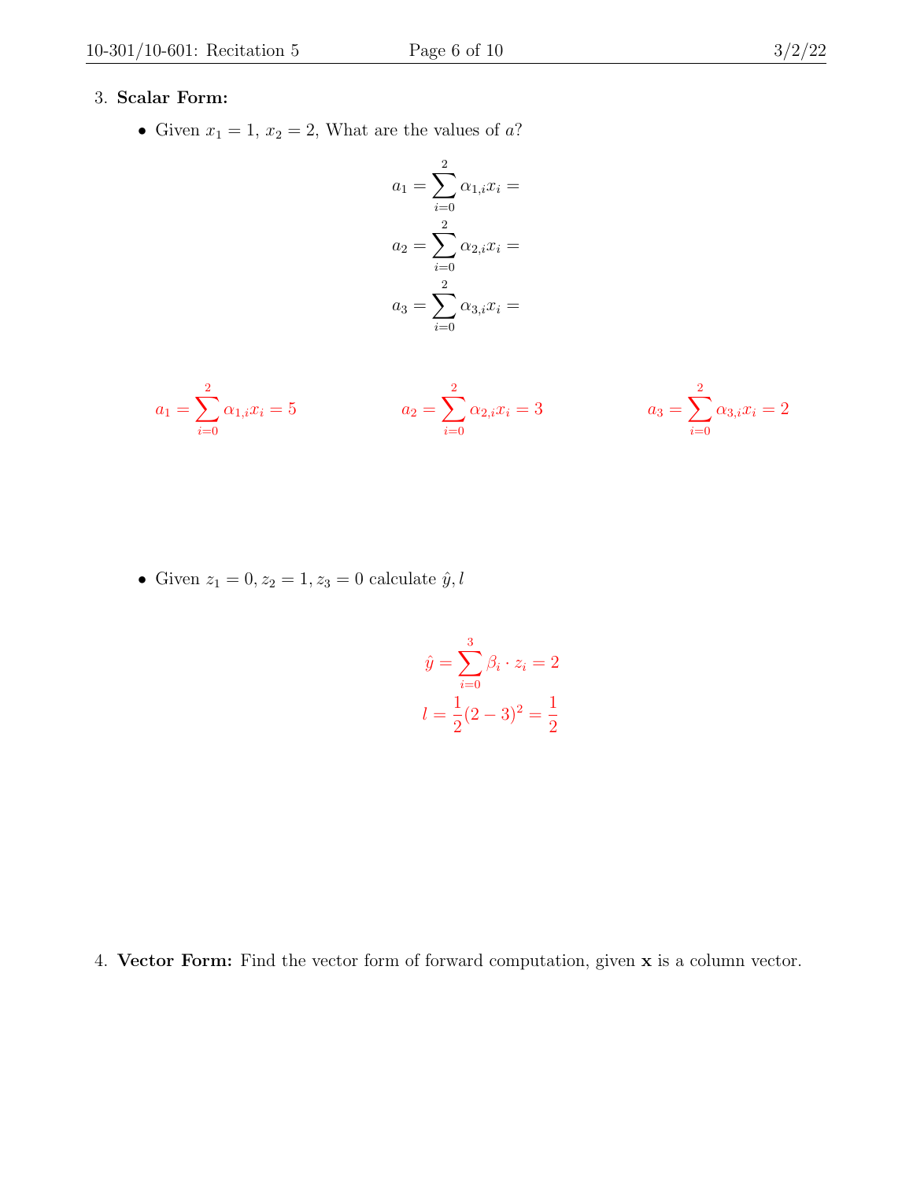3. **Scalar Form:**

   - Given $x_1 = 1$, $x_2 = 2$, What are the values of $a$?

$$a_1 = \sum_{i=0}^{2} \alpha_{1,i} x_i =$$

$$a_2 = \sum_{i=0}^{2} \alpha_{2,i} x_i =$$

$$a_3 = \sum_{i=0}^{2} \alpha_{3,i} x_i =$$

$$a_1 = \sum_{i=0}^{2} \alpha_{1,i} x_i = 5 \qquad a_2 = \sum_{i=0}^{2} \alpha_{2,i} x_i = 3 \qquad a_3 = \sum_{i=0}^{2} \alpha_{3,i} x_i = 2$$

   - Given $z_1 = 0, z_2 = 1, z_3 = 0$ calculate $\hat{y}, l$

$$\hat{y} = \sum_{i=0}^{3} \beta_i \cdot z_i = 2$$

$$l = \frac{1}{2}(2-3)^2 = \frac{1}{2}$$

4. **Vector Form:** Find the vector form of forward computation, given $\mathbf{x}$ is a column vector.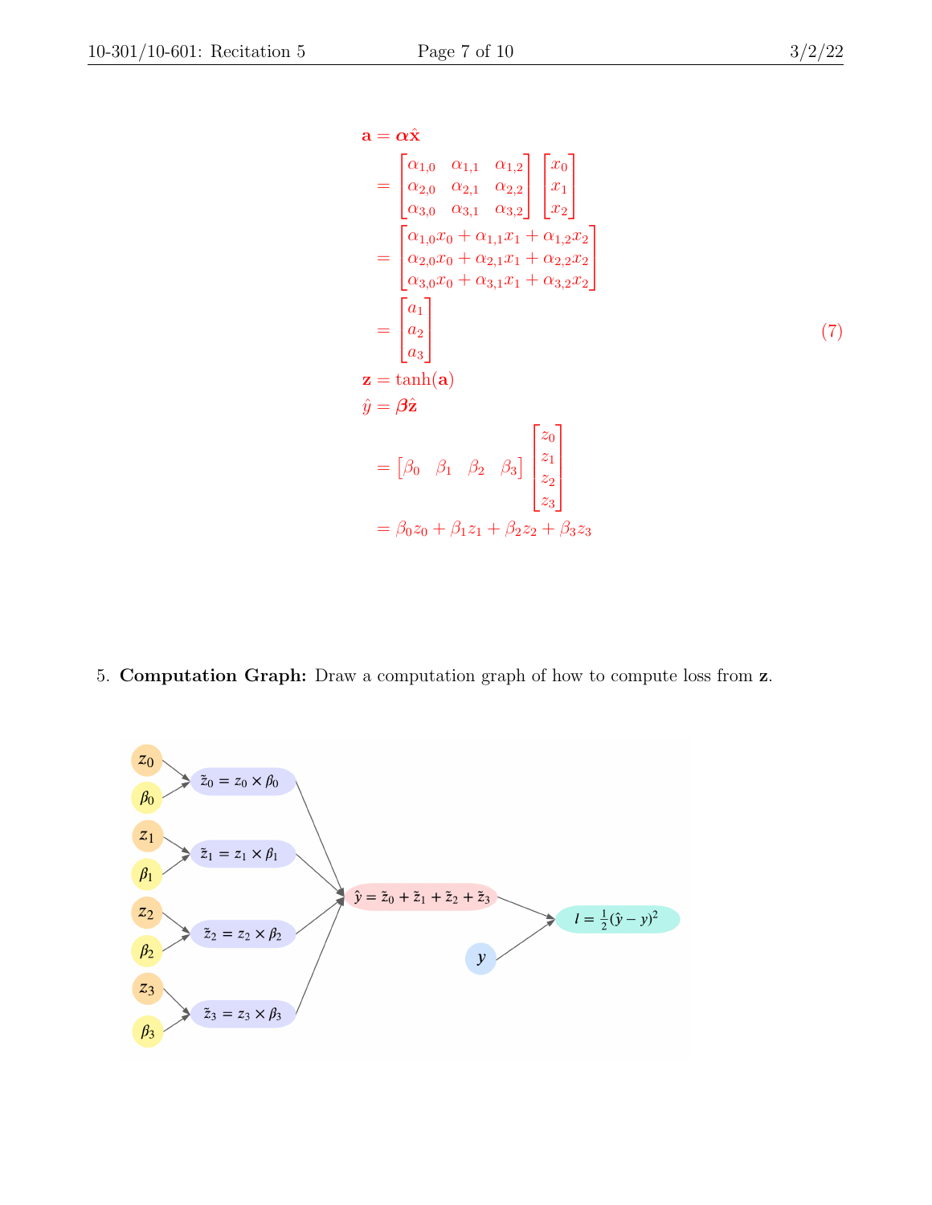$$
\begin{aligned}
\mathbf{a} &= \boldsymbol{\alpha}\hat{\mathbf{x}} \\
&= \begin{bmatrix} \alpha_{1,0} & \alpha_{1,1} & \alpha_{1,2} \\ \alpha_{2,0} & \alpha_{2,1} & \alpha_{2,2} \\ \alpha_{3,0} & \alpha_{3,1} & \alpha_{3,2} \end{bmatrix} \begin{bmatrix} x_0 \\ x_1 \\ x_2 \end{bmatrix} \\
&= \begin{bmatrix} \alpha_{1,0}x_0 + \alpha_{1,1}x_1 + \alpha_{1,2}x_2 \\ \alpha_{2,0}x_0 + \alpha_{2,1}x_1 + \alpha_{2,2}x_2 \\ \alpha_{3,0}x_0 + \alpha_{3,1}x_1 + \alpha_{3,2}x_2 \end{bmatrix} \\
&= \begin{bmatrix} a_1 \\ a_2 \\ a_3 \end{bmatrix} \qquad (7) \\
\mathbf{z} &= \tanh(\mathbf{a}) \\
\hat{y} &= \boldsymbol{\beta}\hat{\mathbf{z}} \\
&= \begin{bmatrix} \beta_0 & \beta_1 & \beta_2 & \beta_3 \end{bmatrix} \begin{bmatrix} z_0 \\ z_1 \\ z_2 \\ z_3 \end{bmatrix} \\
&= \beta_0 z_0 + \beta_1 z_1 + \beta_2 z_2 + \beta_3 z_3
\end{aligned}
$$

5. **Computation Graph:** Draw a computation graph of how to compute loss from $\mathbf{z}$.

Computation graph:

- $z_0$, $\beta_0$ → $\tilde{z}_0 = z_0 \times \beta_0$
- $z_1$, $\beta_1$ → $\tilde{z}_1 = z_1 \times \beta_1$
- $z_2$, $\beta_2$ → $\tilde{z}_2 = z_2 \times \beta_2$
- $z_3$, $\beta_3$ → $\tilde{z}_3 = z_3 \times \beta_3$
- $\tilde{z}_0$, $\tilde{z}_1$, $\tilde{z}_2$, $\tilde{z}_3$ → $\hat{y} = \tilde{z}_0 + \tilde{z}_1 + \tilde{z}_2 + \tilde{z}_3$
- $\hat{y}$, $y$ → $l = \frac{1}{2}(\hat{y} - y)^2$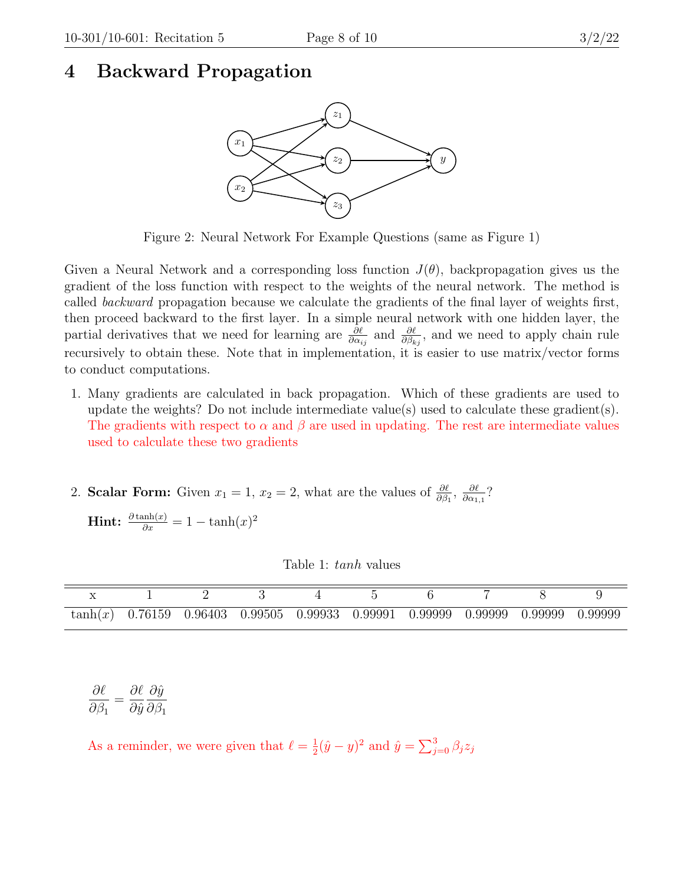# 4 Backward Propagation

Figure 2: Neural Network For Example Questions (same as Figure 1)

Given a Neural Network and a corresponding loss function $J(\theta)$, backpropagation gives us the gradient of the loss function with respect to the weights of the neural network. The method is called *backward* propagation because we calculate the gradients of the final layer of weights first, then proceed backward to the first layer. In a simple neural network with one hidden layer, the partial derivatives that we need for learning are $\frac{\partial \ell}{\partial \alpha_{ij}}$ and $\frac{\partial \ell}{\partial \beta_{kj}}$, and we need to apply chain rule recursively to obtain these. Note that in implementation, it is easier to use matrix/vector forms to conduct computations.

1. Many gradients are calculated in back propagation. Which of these gradients are used to update the weights? Do not include intermediate value(s) used to calculate these gradient(s).
   The gradients with respect to $\alpha$ and $\beta$ are used in updating. The rest are intermediate values used to calculate these two gradients

2. **Scalar Form:** Given $x_1 = 1$, $x_2 = 2$, what are the values of $\frac{\partial \ell}{\partial \beta_1}$, $\frac{\partial \ell}{\partial \alpha_{1,1}}$?

   **Hint:** $\frac{\partial \tanh(x)}{\partial x} = 1 - \tanh(x)^2$

Table 1: *tanh* values

| x | 1 | 2 | 3 | 4 | 5 | 6 | 7 | 8 | 9 |
|---|---|---|---|---|---|---|---|---|---|
| $\tanh(x)$ | 0.76159 | 0.96403 | 0.99505 | 0.99933 | 0.99991 | 0.99999 | 0.99999 | 0.99999 | 0.99999 |

$$\frac{\partial \ell}{\partial \beta_1} = \frac{\partial \ell}{\partial \hat{y}} \frac{\partial \hat{y}}{\partial \beta_1}$$

As a reminder, we were given that $\ell = \frac{1}{2}(\hat{y} - y)^2$ and $\hat{y} = \sum_{j=0}^{3} \beta_j z_j$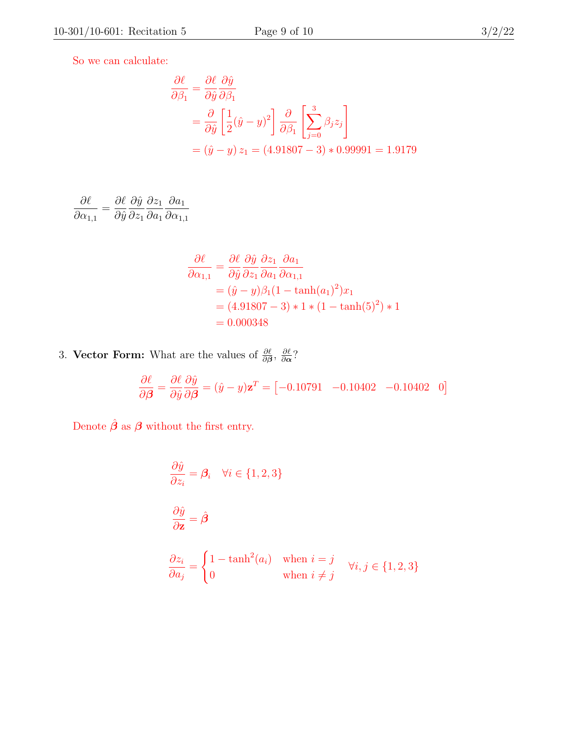So we can calculate:

$$
\begin{aligned}
\frac{\partial \ell}{\partial \beta_1} &= \frac{\partial \ell}{\partial \hat{y}} \frac{\partial \hat{y}}{\partial \beta_1} \\
&= \frac{\partial}{\partial \hat{y}} \left[ \frac{1}{2} (\hat{y} - y)^2 \right] \frac{\partial}{\partial \beta_1} \left[ \sum_{j=0}^{3} \beta_j z_j \right] \\
&= (\hat{y} - y)\, z_1 = (4.91807 - 3) * 0.99991 = 1.9179
\end{aligned}
$$

$$
\frac{\partial \ell}{\partial \alpha_{1,1}} = \frac{\partial \ell}{\partial \hat{y}} \frac{\partial \hat{y}}{\partial z_1} \frac{\partial z_1}{\partial a_1} \frac{\partial a_1}{\partial \alpha_{1,1}}
$$

$$
\begin{aligned}
\frac{\partial \ell}{\partial \alpha_{1,1}} &= \frac{\partial \ell}{\partial \hat{y}} \frac{\partial \hat{y}}{\partial z_1} \frac{\partial z_1}{\partial a_1} \frac{\partial a_1}{\partial \alpha_{1,1}} \\
&= (\hat{y} - y) \beta_1 (1 - \tanh(a_1)^2) x_1 \\
&= (4.91807 - 3) * 1 * (1 - \tanh(5)^2) * 1 \\
&= 0.000348
\end{aligned}
$$

3. **Vector Form:** What are the values of $\frac{\partial \ell}{\partial \boldsymbol{\beta}}$, $\frac{\partial \ell}{\partial \boldsymbol{\alpha}}$?

$$
\frac{\partial \ell}{\partial \boldsymbol{\beta}} = \frac{\partial \ell}{\partial \hat{y}} \frac{\partial \hat{y}}{\partial \boldsymbol{\beta}} = (\hat{y} - y) \mathbf{z}^T = \begin{bmatrix} -0.10791 & -0.10402 & -0.10402 & 0 \end{bmatrix}
$$

Denote $\hat{\boldsymbol{\beta}}$ as $\boldsymbol{\beta}$ without the first entry.

$$
\frac{\partial \hat{y}}{\partial z_i} = \boldsymbol{\beta}_i \quad \forall i \in \{1, 2, 3\}
$$

$$
\frac{\partial \hat{y}}{\partial \mathbf{z}} = \hat{\boldsymbol{\beta}}
$$

$$
\frac{\partial z_i}{\partial a_j} = \begin{cases} 1 - \tanh^2(a_i) & \text{when } i = j \\ 0 & \text{when } i \neq j \end{cases} \quad \forall i, j \in \{1, 2, 3\}
$$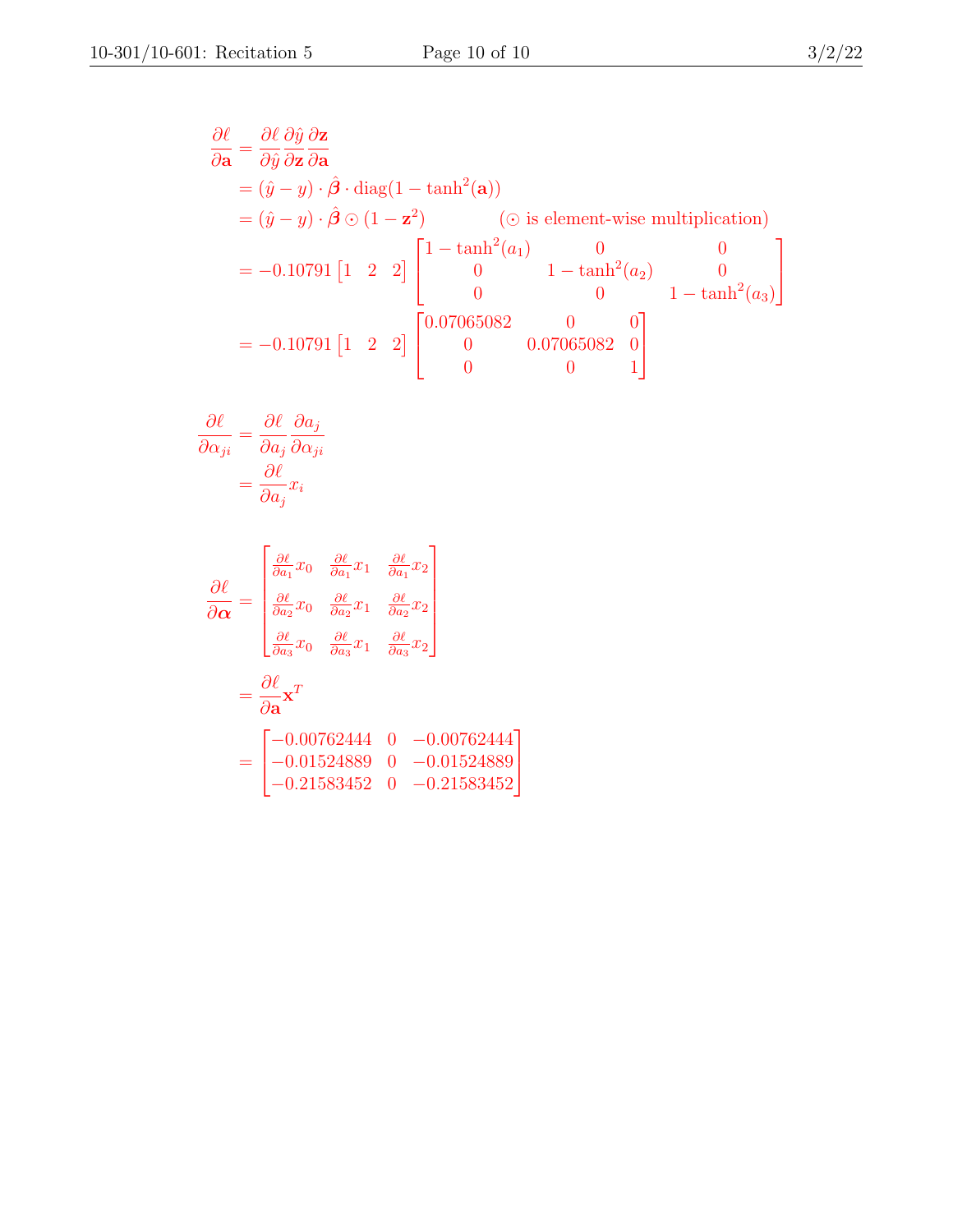$$
\begin{aligned}
\frac{\partial \ell}{\partial \mathbf{a}} &= \frac{\partial \ell}{\partial \hat{y}} \frac{\partial \hat{y}}{\partial \mathbf{z}} \frac{\partial \mathbf{z}}{\partial \mathbf{a}} \\
&= (\hat{y} - y) \cdot \hat{\boldsymbol{\beta}} \cdot \text{diag}(1 - \tanh^2(\mathbf{a})) \\
&= (\hat{y} - y) \cdot \hat{\boldsymbol{\beta}} \odot (1 - \mathbf{z}^2) \qquad \text{($\odot$ is element-wise multiplication)} \\
&= -0.10791 \begin{bmatrix} 1 & 2 & 2 \end{bmatrix} \begin{bmatrix} 1 - \tanh^2(a_1) & 0 & 0 \\ 0 & 1 - \tanh^2(a_2) & 0 \\ 0 & 0 & 1 - \tanh^2(a_3) \end{bmatrix} \\
&= -0.10791 \begin{bmatrix} 1 & 2 & 2 \end{bmatrix} \begin{bmatrix} 0.07065082 & 0 & 0 \\ 0 & 0.07065082 & 0 \\ 0 & 0 & 1 \end{bmatrix}
\end{aligned}
$$

$$
\begin{aligned}
\frac{\partial \ell}{\partial \alpha_{ji}} &= \frac{\partial \ell}{\partial a_j} \frac{\partial a_j}{\partial \alpha_{ji}} \\
&= \frac{\partial \ell}{\partial a_j} x_i
\end{aligned}
$$

$$
\begin{aligned}
\frac{\partial \ell}{\partial \boldsymbol{\alpha}} &= \begin{bmatrix} \frac{\partial \ell}{\partial a_1} x_0 & \frac{\partial \ell}{\partial a_1} x_1 & \frac{\partial \ell}{\partial a_1} x_2 \\ \frac{\partial \ell}{\partial a_2} x_0 & \frac{\partial \ell}{\partial a_2} x_1 & \frac{\partial \ell}{\partial a_2} x_2 \\ \frac{\partial \ell}{\partial a_3} x_0 & \frac{\partial \ell}{\partial a_3} x_1 & \frac{\partial \ell}{\partial a_3} x_2 \end{bmatrix} \\
&= \frac{\partial \ell}{\partial \mathbf{a}} \mathbf{x}^T \\
&= \begin{bmatrix} -0.00762444 & 0 & -0.00762444 \\ -0.01524889 & 0 & -0.01524889 \\ -0.21583452 & 0 & -0.21583452 \end{bmatrix}
\end{aligned}
$$